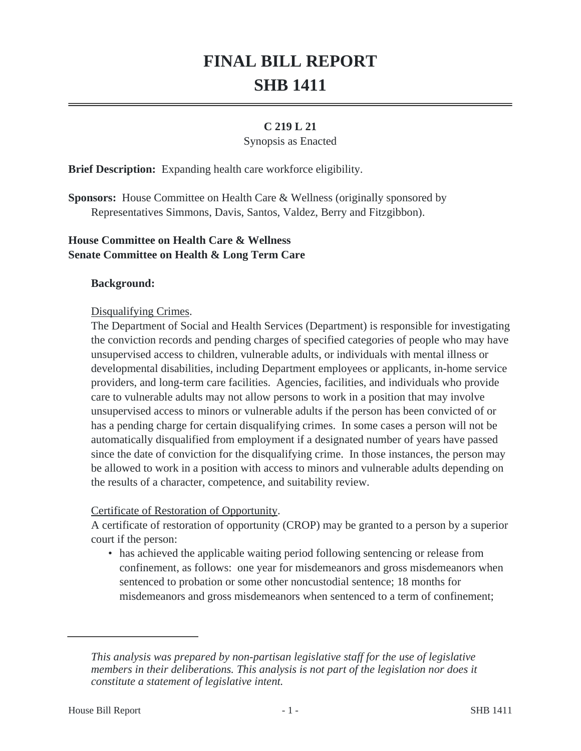# FINAL BILL REPORT

# SHB 1411

**C 219 L 21**

Synopsis as Enacted

**Brief Description:** Expanding health care workforce eligibility.

**Sponsors:** House Committee on Health Care & Wellness (originally sponsored by Representatives Simmons, Davis, Santos, Valdez, Berry and Fitzgibbon).

**House Committee on Health Care & Wellness**
**Senate Committee on Health & Long Term Care**

**Background:**

Disqualifying Crimes.

The Department of Social and Health Services (Department) is responsible for investigating the conviction records and pending charges of specified categories of people who may have unsupervised access to children, vulnerable adults, or individuals with mental illness or developmental disabilities, including Department employees or applicants, in-home service providers, and long-term care facilities. Agencies, facilities, and individuals who provide care to vulnerable adults may not allow persons to work in a position that may involve unsupervised access to minors or vulnerable adults if the person has been convicted of or has a pending charge for certain disqualifying crimes. In some cases a person will not be automatically disqualified from employment if a designated number of years have passed since the date of conviction for the disqualifying crime. In those instances, the person may be allowed to work in a position with access to minors and vulnerable adults depending on the results of a character, competence, and suitability review.

Certificate of Restoration of Opportunity.

A certificate of restoration of opportunity (CROP) may be granted to a person by a superior court if the person:

- has achieved the applicable waiting period following sentencing or release from confinement, as follows: one year for misdemeanors and gross misdemeanors when sentenced to probation or some other noncustodial sentence; 18 months for misdemeanors and gross misdemeanors when sentenced to a term of confinement;

---

*This analysis was prepared by non-partisan legislative staff for the use of legislative members in their deliberations. This analysis is not part of the legislation nor does it constitute a statement of legislative intent.*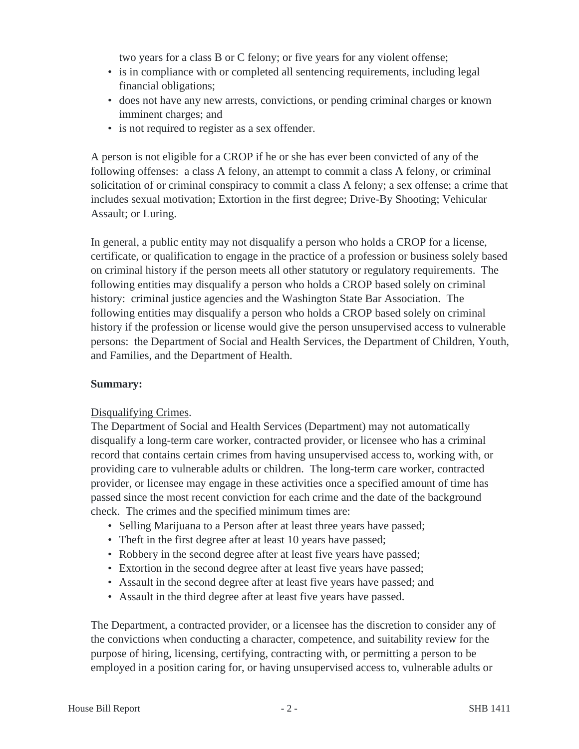two years for a class B or C felony; or five years for any violent offense;

- is in compliance with or completed all sentencing requirements, including legal financial obligations;
- does not have any new arrests, convictions, or pending criminal charges or known imminent charges; and
- is not required to register as a sex offender.

A person is not eligible for a CROP if he or she has ever been convicted of any of the following offenses: a class A felony, an attempt to commit a class A felony, or criminal solicitation of or criminal conspiracy to commit a class A felony; a sex offense; a crime that includes sexual motivation; Extortion in the first degree; Drive-By Shooting; Vehicular Assault; or Luring.

In general, a public entity may not disqualify a person who holds a CROP for a license, certificate, or qualification to engage in the practice of a profession or business solely based on criminal history if the person meets all other statutory or regulatory requirements. The following entities may disqualify a person who holds a CROP based solely on criminal history: criminal justice agencies and the Washington State Bar Association. The following entities may disqualify a person who holds a CROP based solely on criminal history if the profession or license would give the person unsupervised access to vulnerable persons: the Department of Social and Health Services, the Department of Children, Youth, and Families, and the Department of Health.

**Summary:**

Disqualifying Crimes.

The Department of Social and Health Services (Department) may not automatically disqualify a long-term care worker, contracted provider, or licensee who has a criminal record that contains certain crimes from having unsupervised access to, working with, or providing care to vulnerable adults or children. The long-term care worker, contracted provider, or licensee may engage in these activities once a specified amount of time has passed since the most recent conviction for each crime and the date of the background check. The crimes and the specified minimum times are:

- Selling Marijuana to a Person after at least three years have passed;
- Theft in the first degree after at least 10 years have passed;
- Robbery in the second degree after at least five years have passed;
- Extortion in the second degree after at least five years have passed;
- Assault in the second degree after at least five years have passed; and
- Assault in the third degree after at least five years have passed.

The Department, a contracted provider, or a licensee has the discretion to consider any of the convictions when conducting a character, competence, and suitability review for the purpose of hiring, licensing, certifying, contracting with, or permitting a person to be employed in a position caring for, or having unsupervised access to, vulnerable adults or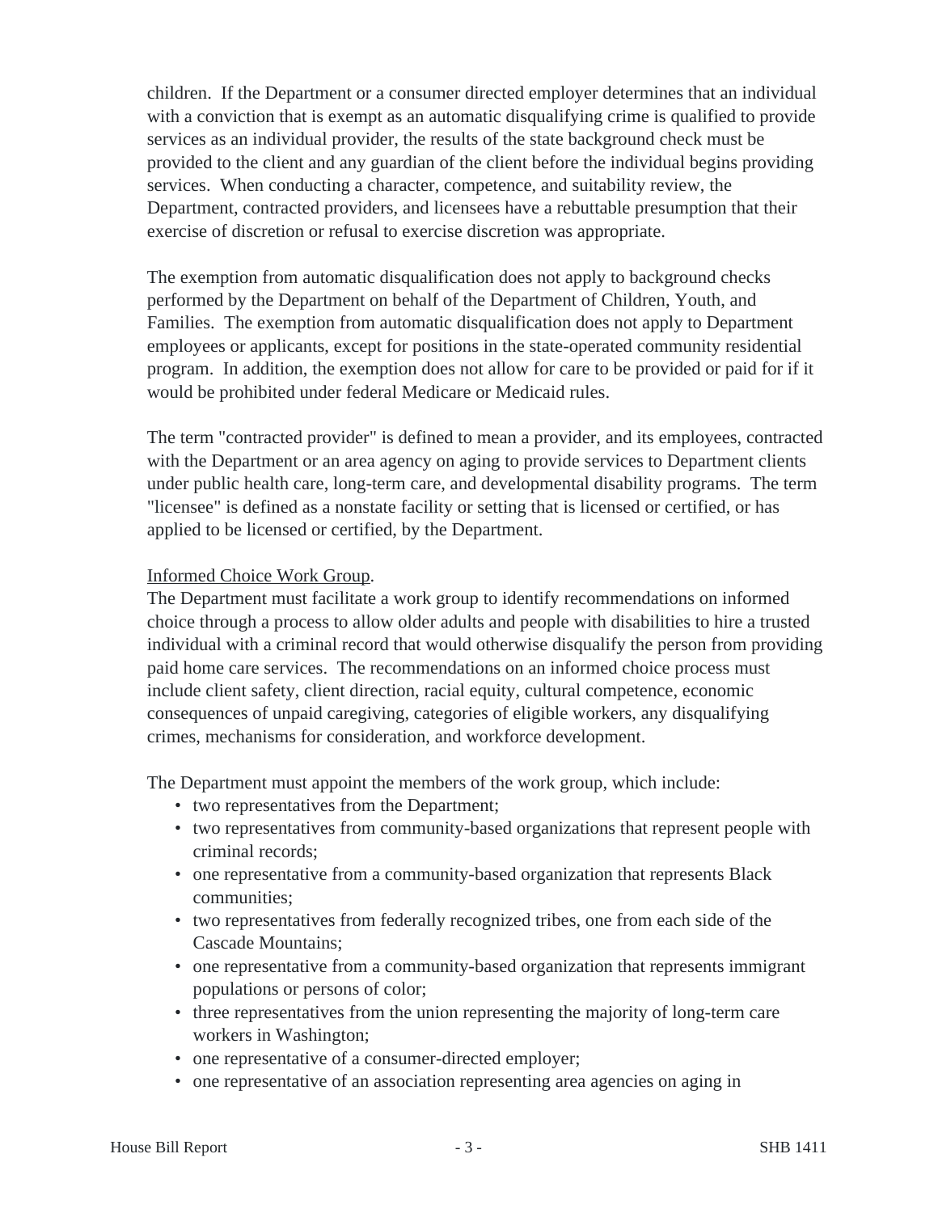children. If the Department or a consumer directed employer determines that an individual with a conviction that is exempt as an automatic disqualifying crime is qualified to provide services as an individual provider, the results of the state background check must be provided to the client and any guardian of the client before the individual begins providing services. When conducting a character, competence, and suitability review, the Department, contracted providers, and licensees have a rebuttable presumption that their exercise of discretion or refusal to exercise discretion was appropriate.

The exemption from automatic disqualification does not apply to background checks performed by the Department on behalf of the Department of Children, Youth, and Families. The exemption from automatic disqualification does not apply to Department employees or applicants, except for positions in the state-operated community residential program. In addition, the exemption does not allow for care to be provided or paid for if it would be prohibited under federal Medicare or Medicaid rules.

The term "contracted provider" is defined to mean a provider, and its employees, contracted with the Department or an area agency on aging to provide services to Department clients under public health care, long-term care, and developmental disability programs. The term "licensee" is defined as a nonstate facility or setting that is licensed or certified, or has applied to be licensed or certified, by the Department.

Informed Choice Work Group.

The Department must facilitate a work group to identify recommendations on informed choice through a process to allow older adults and people with disabilities to hire a trusted individual with a criminal record that would otherwise disqualify the person from providing paid home care services. The recommendations on an informed choice process must include client safety, client direction, racial equity, cultural competence, economic consequences of unpaid caregiving, categories of eligible workers, any disqualifying crimes, mechanisms for consideration, and workforce development.

The Department must appoint the members of the work group, which include:

- two representatives from the Department;
- two representatives from community-based organizations that represent people with criminal records;
- one representative from a community-based organization that represents Black communities;
- two representatives from federally recognized tribes, one from each side of the Cascade Mountains;
- one representative from a community-based organization that represents immigrant populations or persons of color;
- three representatives from the union representing the majority of long-term care workers in Washington;
- one representative of a consumer-directed employer;
- one representative of an association representing area agencies on aging in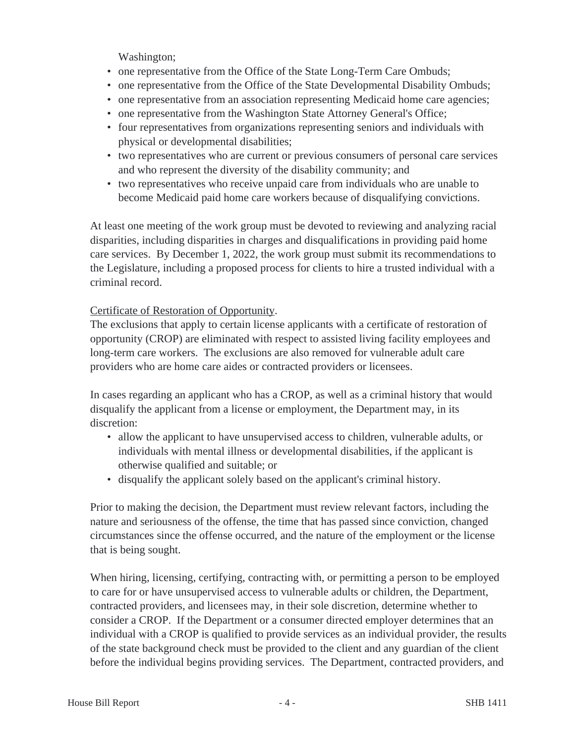Washington;

- one representative from the Office of the State Long-Term Care Ombuds;
- one representative from the Office of the State Developmental Disability Ombuds;
- one representative from an association representing Medicaid home care agencies;
- one representative from the Washington State Attorney General's Office;
- four representatives from organizations representing seniors and individuals with physical or developmental disabilities;
- two representatives who are current or previous consumers of personal care services and who represent the diversity of the disability community; and
- two representatives who receive unpaid care from individuals who are unable to become Medicaid paid home care workers because of disqualifying convictions.

At least one meeting of the work group must be devoted to reviewing and analyzing racial disparities, including disparities in charges and disqualifications in providing paid home care services. By December 1, 2022, the work group must submit its recommendations to the Legislature, including a proposed process for clients to hire a trusted individual with a criminal record.

Certificate of Restoration of Opportunity.

The exclusions that apply to certain license applicants with a certificate of restoration of opportunity (CROP) are eliminated with respect to assisted living facility employees and long-term care workers. The exclusions are also removed for vulnerable adult care providers who are home care aides or contracted providers or licensees.

In cases regarding an applicant who has a CROP, as well as a criminal history that would disqualify the applicant from a license or employment, the Department may, in its discretion:

- allow the applicant to have unsupervised access to children, vulnerable adults, or individuals with mental illness or developmental disabilities, if the applicant is otherwise qualified and suitable; or
- disqualify the applicant solely based on the applicant's criminal history.

Prior to making the decision, the Department must review relevant factors, including the nature and seriousness of the offense, the time that has passed since conviction, changed circumstances since the offense occurred, and the nature of the employment or the license that is being sought.

When hiring, licensing, certifying, contracting with, or permitting a person to be employed to care for or have unsupervised access to vulnerable adults or children, the Department, contracted providers, and licensees may, in their sole discretion, determine whether to consider a CROP. If the Department or a consumer directed employer determines that an individual with a CROP is qualified to provide services as an individual provider, the results of the state background check must be provided to the client and any guardian of the client before the individual begins providing services. The Department, contracted providers, and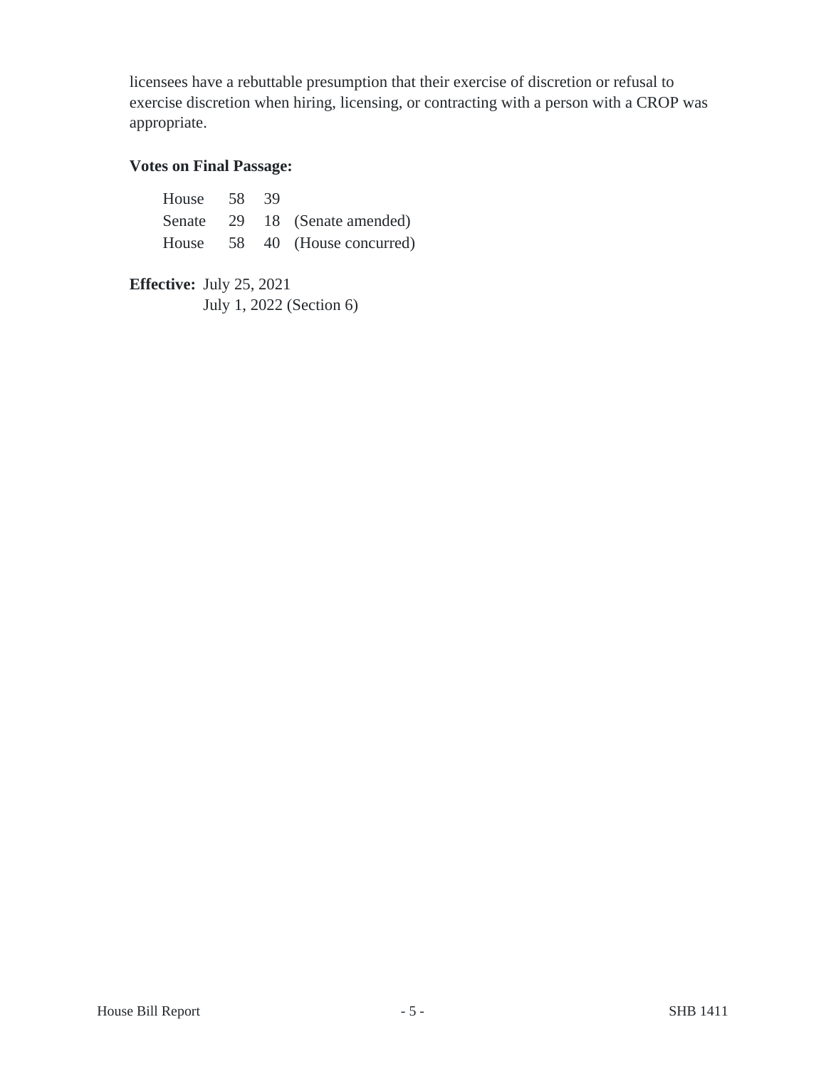licensees have a rebuttable presumption that their exercise of discretion or refusal to exercise discretion when hiring, licensing, or contracting with a person with a CROP was appropriate.

**Votes on Final Passage:**

| | | | |
|---|---|---|---|
| House | 58 | 39 | |
| Senate | 29 | 18 | (Senate amended) |
| House | 58 | 40 | (House concurred) |

**Effective:** July 25, 2021
July 1, 2022 (Section 6)